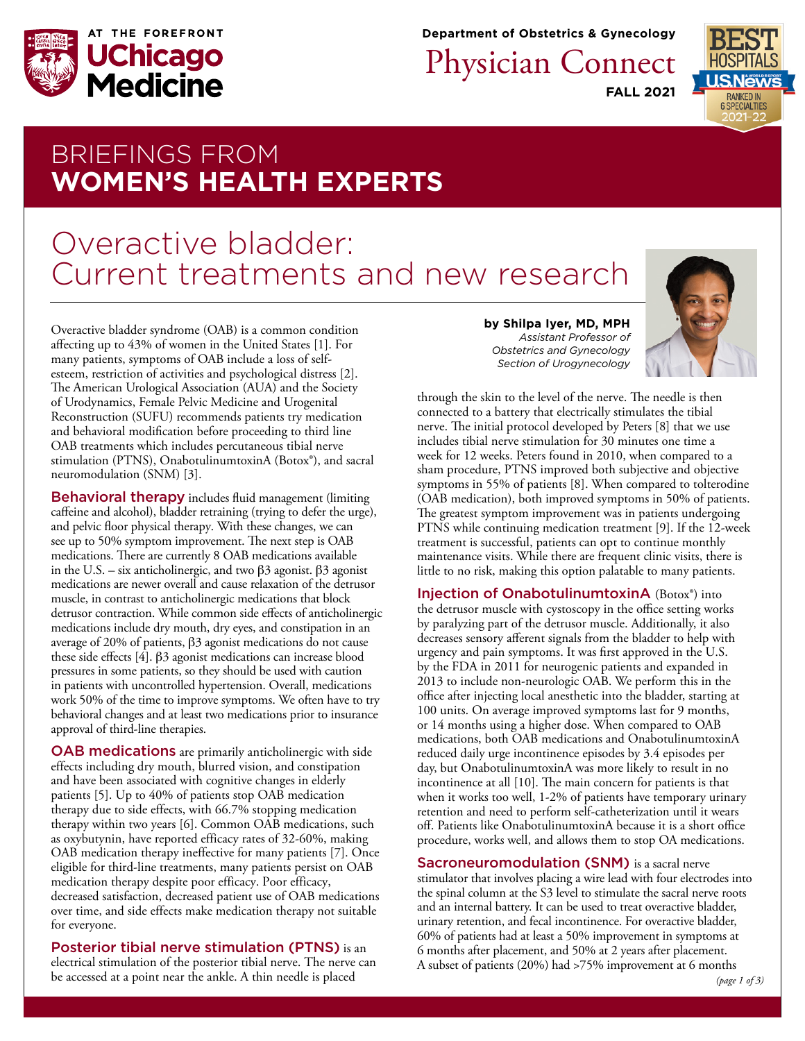Department of Obstetrics & Gynecology

# Physician Connect

**FALL 2021**

## BRIEFINGS FROM **WOMEN'S HEALTH EXPERTS**

# Overactive bladder: Current treatments and new research

**by Shilpa Iyer, MD, MPH**
*Assistant Professor of Obstetrics and Gynecology*
*Section of Urogynecology*

Overactive bladder syndrome (OAB) is a common condition affecting up to 43% of women in the United States [1]. For many patients, symptoms of OAB include a loss of self-esteem, restriction of activities and psychological distress [2]. The American Urological Association (AUA) and the Society of Urodynamics, Female Pelvic Medicine and Urogenital Reconstruction (SUFU) recommends patients try medication and behavioral modification before proceeding to third line OAB treatments which includes percutaneous tibial nerve stimulation (PTNS), OnabotulinumtoxinA (Botox®), and sacral neuromodulation (SNM) [3].

**Behavioral therapy** includes fluid management (limiting caffeine and alcohol), bladder retraining (trying to defer the urge), and pelvic floor physical therapy. With these changes, we can see up to 50% symptom improvement. The next step is OAB medications. There are currently 8 OAB medications available in the U.S. – six anticholinergic, and two β3 agonist. β3 agonist medications are newer overall and cause relaxation of the detrusor muscle, in contrast to anticholinergic medications that block detrusor contraction. While common side effects of anticholinergic medications include dry mouth, dry eyes, and constipation in an average of 20% of patients, β3 agonist medications do not cause these side effects [4]. β3 agonist medications can increase blood pressures in some patients, so they should be used with caution in patients with uncontrolled hypertension. Overall, medications work 50% of the time to improve symptoms. We often have to try behavioral changes and at least two medications prior to insurance approval of third-line therapies.

**OAB medications** are primarily anticholinergic with side effects including dry mouth, blurred vision, and constipation and have been associated with cognitive changes in elderly patients [5]. Up to 40% of patients stop OAB medication therapy due to side effects, with 66.7% stopping medication therapy within two years [6]. Common OAB medications, such as oxybutynin, have reported efficacy rates of 32-60%, making OAB medication therapy ineffective for many patients [7]. Once eligible for third-line treatments, many patients persist on OAB medication therapy despite poor efficacy. Poor efficacy, decreased satisfaction, decreased patient use of OAB medications over time, and side effects make medication therapy not suitable for everyone.

**Posterior tibial nerve stimulation (PTNS)** is an electrical stimulation of the posterior tibial nerve. The nerve can be accessed at a point near the ankle. A thin needle is placed through the skin to the level of the nerve. The needle is then connected to a battery that electrically stimulates the tibial nerve. The initial protocol developed by Peters [8] that we use includes tibial nerve stimulation for 30 minutes one time a week for 12 weeks. Peters found in 2010, when compared to a sham procedure, PTNS improved both subjective and objective symptoms in 55% of patients [8]. When compared to tolterodine (OAB medication), both improved symptoms in 50% of patients. The greatest symptom improvement was in patients undergoing PTNS while continuing medication treatment [9]. If the 12-week treatment is successful, patients can opt to continue monthly maintenance visits. While there are frequent clinic visits, there is little to no risk, making this option palatable to many patients.

**Injection of OnabotulinumtoxinA** (Botox®) into the detrusor muscle with cystoscopy in the office setting works by paralyzing part of the detrusor muscle. Additionally, it also decreases sensory afferent signals from the bladder to help with urgency and pain symptoms. It was first approved in the U.S. by the FDA in 2011 for neurogenic patients and expanded in 2013 to include non-neurologic OAB. We perform this in the office after injecting local anesthetic into the bladder, starting at 100 units. On average improved symptoms last for 9 months, or 14 months using a higher dose. When compared to OAB medications, both OAB medications and OnabotulinumtoxinA reduced daily urge incontinence episodes by 3.4 episodes per day, but OnabotulinumtoxinA was more likely to result in no incontinence at all [10]. The main concern for patients is that when it works too well, 1-2% of patients have temporary urinary retention and need to perform self-catheterization until it wears off. Patients like OnabotulinumtoxinA because it is a short office procedure, works well, and allows them to stop OA medications.

**Sacroneuromodulation (SNM)** is a sacral nerve stimulator that involves placing a wire lead with four electrodes into the spinal column at the S3 level to stimulate the sacral nerve roots and an internal battery. It can be used to treat overactive bladder, urinary retention, and fecal incontinence. For overactive bladder, 60% of patients had at least a 50% improvement in symptoms at 6 months after placement, and 50% at 2 years after placement. A subset of patients (20%) had >75% improvement at 6 months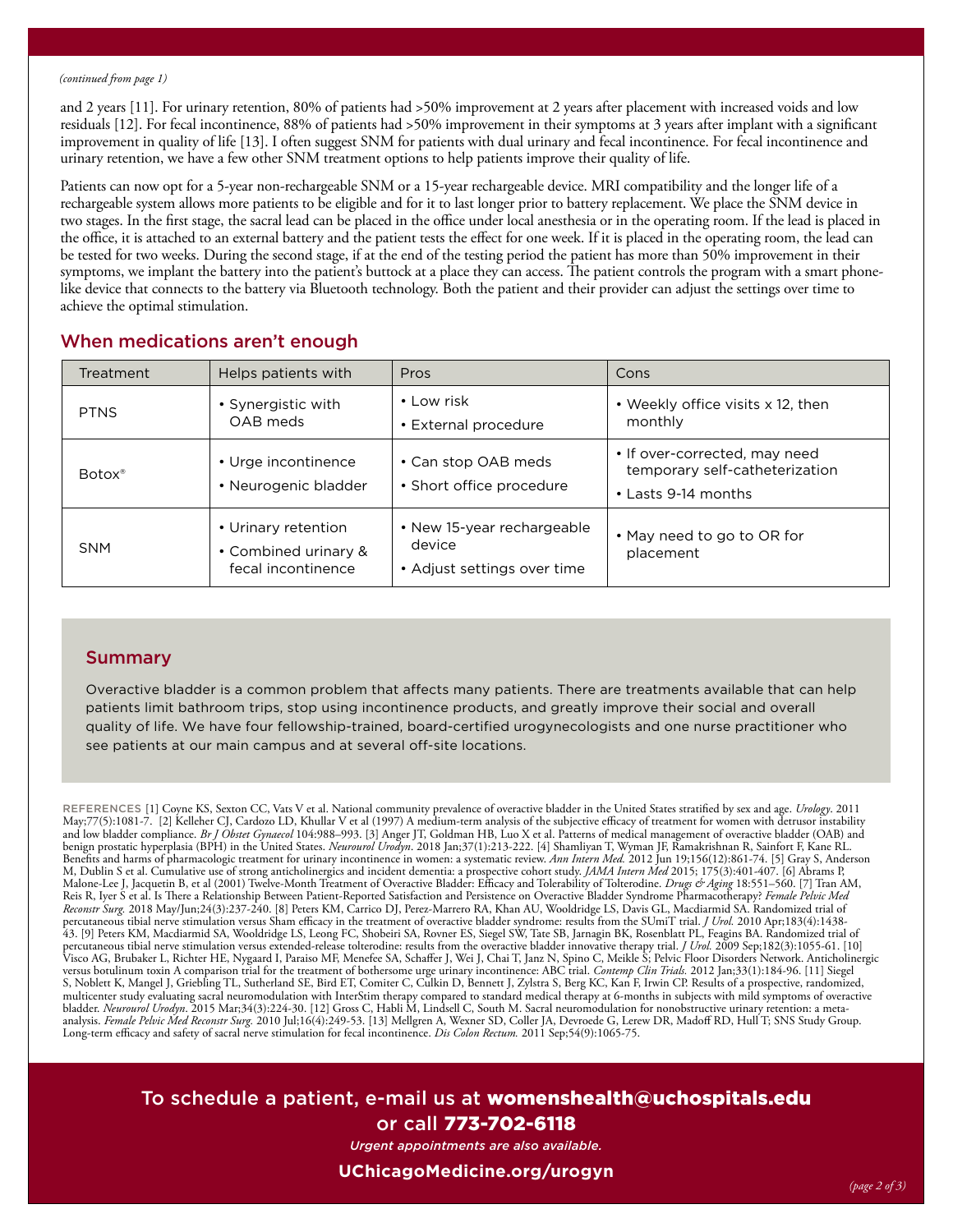*(continued from page 1)*

and 2 years [11]. For urinary retention, 80% of patients had >50% improvement at 2 years after placement with increased voids and low residuals [12]. For fecal incontinence, 88% of patients had >50% improvement in their symptoms at 3 years after implant with a significant improvement in quality of life [13]. I often suggest SNM for patients with dual urinary and fecal incontinence. For fecal incontinence and urinary retention, we have a few other SNM treatment options to help patients improve their quality of life.

Patients can now opt for a 5-year non-rechargeable SNM or a 15-year rechargeable device. MRI compatibility and the longer life of a rechargeable system allows more patients to be eligible and for it to last longer prior to battery replacement. We place the SNM device in two stages. In the first stage, the sacral lead can be placed in the office under local anesthesia or in the operating room. If the lead is placed in the office, it is attached to an external battery and the patient tests the effect for one week. If it is placed in the operating room, the lead can be tested for two weeks. During the second stage, if at the end of the testing period the patient has more than 50% improvement in their symptoms, we implant the battery into the patient's buttock at a place they can access. The patient controls the program with a smart phone-like device that connects to the battery via Bluetooth technology. Both the patient and their provider can adjust the settings over time to achieve the optimal stimulation.

## When medications aren't enough

| Treatment | Helps patients with | Pros | Cons |
|---|---|---|---|
| PTNS | • Synergistic with OAB meds | • Low risk<br>• External procedure | • Weekly office visits x 12, then monthly |
| Botox® | • Urge incontinence<br>• Neurogenic bladder | • Can stop OAB meds<br>• Short office procedure | • If over-corrected, may need temporary self-catheterization<br>• Lasts 9-14 months |
| SNM | • Urinary retention<br>• Combined urinary & fecal incontinence | • New 15-year rechargeable device<br>• Adjust settings over time | • May need to go to OR for placement |

## Summary

Overactive bladder is a common problem that affects many patients. There are treatments available that can help patients limit bathroom trips, stop using incontinence products, and greatly improve their social and overall quality of life. We have four fellowship-trained, board-certified urogynecologists and one nurse practitioner who see patients at our main campus and at several off-site locations.

REFERENCES [1] Coyne KS, Sexton CC, Vats V et al. National community prevalence of overactive bladder in the United States stratified by sex and age. *Urology*. 2011 May;77(5):1081-7. [2] Kelleher CJ, Cardozo LD, Khullar V et al (1997) A medium-term analysis of the subjective efficacy of treatment for women with detrusor instability and low bladder compliance. *Br J Obstet Gynaecol* 104:988–993. [3] Anger JT, Goldman HB, Luo X et al. Patterns of medical management of overactive bladder (OAB) and benign prostatic hyperplasia (BPH) in the United States. *Neurourol Urodyn*. 2018 Jan;37(1):213-222. [4] Shamliyan T, Wyman JF, Ramakrishnan R, Sainfort F, Kane RL. Benefits and harms of pharmacologic treatment for urinary incontinence in women: a systematic review. *Ann Intern Med.* 2012 Jun 19;156(12):861-74. [5] Gray S, Anderson M, Dublin S et al. Cumulative use of strong anticholinergics and incident dementia: a prospective cohort study. *JAMA Intern Med* 2015; 175(3):401-407. [6] Abrams P, Malone-Lee J, Jacquetin B, et al (2001) Twelve-Month Treatment of Overactive Bladder: Efficacy and Tolerability of Tolterodine. *Drugs & Aging* 18:551–560. [7] Tran AM, Reis R, Iyer S et al. Is There a Relationship Between Patient-Reported Satisfaction and Persistence on Overactive Bladder Syndrome Pharmacotherapy? *Female Pelvic Med Reconstr Surg.* 2018 May/Jun;24(3):237-240. [8] Peters KM, Carrico DJ, Perez-Marrero RA, Khan AU, Wooldridge LS, Davis GL, Macdiarmid SA. Randomized trial of percutaneous tibial nerve stimulation versus Sham efficacy in the treatment of overactive bladder syndrome: results from the SUmiT trial. *J Urol.* 2010 Apr;183(4):1438-43. [9] Peters KM, Macdiarmid SA, Wooldridge LS, Leong FC, Shobeiri SA, Rovner ES, Siegel SW, Tate SB, Jarnagin BK, Rosenblatt PL, Feagins BA. Randomized trial of percutaneous tibial nerve stimulation versus extended-release tolterodine: results from the overactive bladder innovative therapy trial. *J Urol.* 2009 Sep;182(3):1055-61. [10] Visco AG, Brubaker L, Richter HE, Nygaard I, Paraiso MF, Menefee SA, Schaffer J, Wei J, Chai T, Janz N, Spino C, Meikle S; Pelvic Floor Disorders Network. Anticholinergic versus botulinum toxin A comparison trial for the treatment of bothersome urge urinary incontinence: ABC trial. *Contemp Clin Trials.* 2012 Jan;33(1):184-96. [11] Siegel S, Noblett K, Mangel J, Griebling TL, Sutherland SE, Bird ET, Comiter C, Culkin D, Bennett J, Zylstra S, Berg KC, Kan F, Irwin CP. Results of a prospective, randomized, multicenter study evaluating sacral neuromodulation with InterStim therapy compared to standard medical therapy at 6-months in subjects with mild symptoms of overactive bladder. *Neurourol Urodyn*. 2015 Mar;34(3):224-30. [12] Gross C, Habli M, Lindsell C, South M. Sacral neuromodulation for nonobstructive urinary retention: a meta-analysis. *Female Pelvic Med Reconstr Surg.* 2010 Jul;16(4):249-53. [13] Mellgren A, Wexner SD, Coller JA, Devroede G, Lerew DR, Madoff RD, Hull T; SNS Study Group. Long-term efficacy and safety of sacral nerve stimulation for fecal incontinence. *Dis Colon Rectum.* 2011 Sep;54(9):1065-75.

To schedule a patient, e-mail us at **womenshealth@uchospitals.edu** or call **773-702-6118**

*Urgent appointments are also available.*

**UChicagoMedicine.org/urogyn**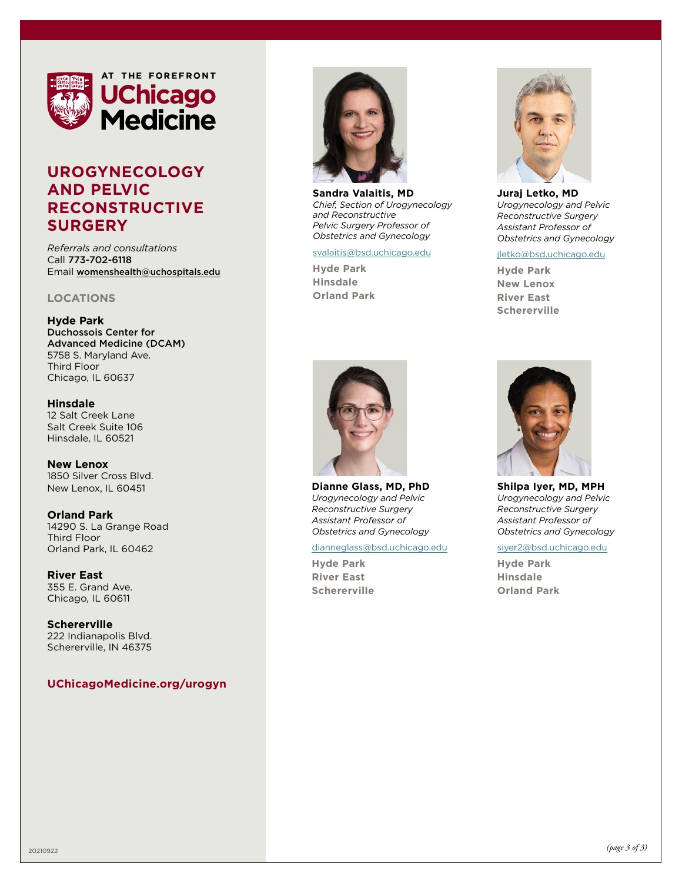AT THE FOREFRONT
UChicago Medicine

# UROGYNECOLOGY AND PELVIC RECONSTRUCTIVE SURGERY

*Referrals and consultations*
Call **773-702-6118**
Email **womenshealth@uchospitals.edu**

## LOCATIONS

**Hyde Park**
**Duchossois Center for Advanced Medicine (DCAM)**
5758 S. Maryland Ave.
Third Floor
Chicago, IL 60637

**Hinsdale**
12 Salt Creek Lane
Salt Creek Suite 106
Hinsdale, IL 60521

**New Lenox**
1850 Silver Cross Blvd.
New Lenox, IL 60451

**Orland Park**
14290 S. La Grange Road
Third Floor
Orland Park, IL 60462

**River East**
355 E. Grand Ave.
Chicago, IL 60611

**Schererville**
222 Indianapolis Blvd.
Schererville, IN 46375

**UChicagoMedicine.org/urogyn**

**Sandra Valaitis, MD**
*Chief, Section of Urogynecology and Reconstructive Pelvic Surgery Professor of Obstetrics and Gynecology*
svalaitis@bsd.uchicago.edu
**Hyde Park**
**Hinsdale**
**Orland Park**

**Juraj Letko, MD**
*Urogynecology and Pelvic Reconstructive Surgery Assistant Professor of Obstetrics and Gynecology*
jletko@bsd.uchicago.edu
**Hyde Park**
**New Lenox**
**River East**
**Schererville**

**Dianne Glass, MD, PhD**
*Urogynecology and Pelvic Reconstructive Surgery Assistant Professor of Obstetrics and Gynecology*
dianneglass@bsd.uchicago.edu
**Hyde Park**
**River East**
**Schererville**

**Shilpa Iyer, MD, MPH**
*Urogynecology and Pelvic Reconstructive Surgery Assistant Professor of Obstetrics and Gynecology*
siyer2@bsd.uchicago.edu
**Hyde Park**
**Hinsdale**
**Orland Park**

20210922